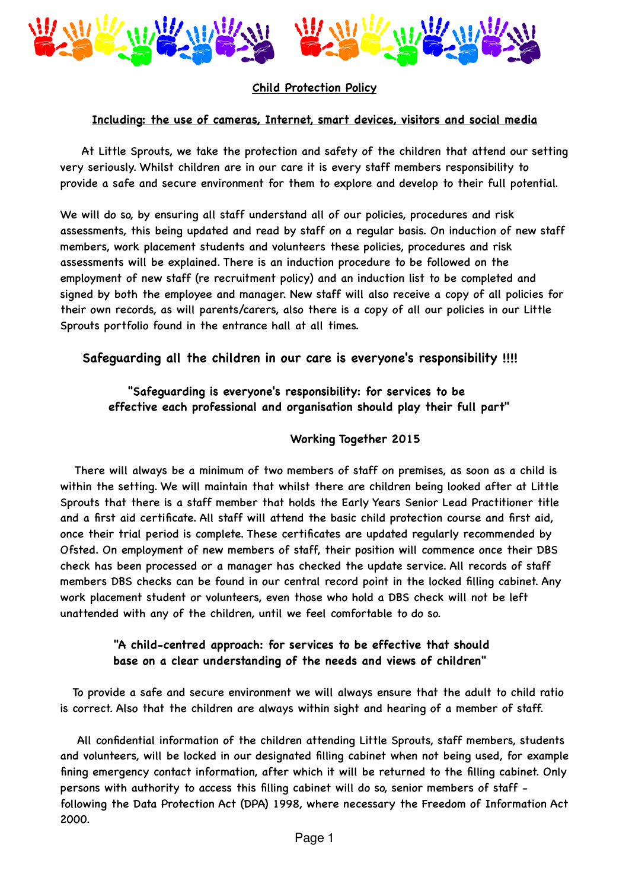# Child Protection Policy

## Including: the use of cameras, Internet, smart devices, visitors and social media

At Little Sprouts, we take the protection and safety of the children that attend our setting very seriously. Whilst children are in our care it is every staff members responsibility to provide a safe and secure environment for them to explore and develop to their full potential.

We will do so, by ensuring all staff understand all of our policies, procedures and risk assessments, this being updated and read by staff on a regular basis. On induction of new staff members, work placement students and volunteers these policies, procedures and risk assessments will be explained. There is an induction procedure to be followed on the employment of new staff (re recruitment policy) and an induction list to be completed and signed by both the employee and manager. New staff will also receive a copy of all policies for their own records, as will parents/carers, also there is a copy of all our policies in our Little Sprouts portfolio found in the entrance hall at all times.

**Safeguarding all the children in our care is everyone's responsibility !!!!**

**"Safeguarding is everyone's responsibility: for services to be effective each professional and organisation should play their full part"**

**Working Together 2015**

There will always be a minimum of two members of staff on premises, as soon as a child is within the setting. We will maintain that whilst there are children being looked after at Little Sprouts that there is a staff member that holds the Early Years Senior Lead Practitioner title and a first aid certificate. All staff will attend the basic child protection course and first aid, once their trial period is complete. These certificates are updated regularly recommended by Ofsted. On employment of new members of staff, their position will commence once their DBS check has been processed or a manager has checked the update service. All records of staff members DBS checks can be found in our central record point in the locked filling cabinet. Any work placement student or volunteers, even those who hold a DBS check will not be left unattended with any of the children, until we feel comfortable to do so.

**"A child-centred approach: for services to be effective that should base on a clear understanding of the needs and views of children"**

To provide a safe and secure environment we will always ensure that the adult to child ratio is correct. Also that the children are always within sight and hearing of a member of staff.

All confidential information of the children attending Little Sprouts, staff members, students and volunteers, will be locked in our designated filling cabinet when not being used, for example fining emergency contact information, after which it will be returned to the filling cabinet. Only persons with authority to access this filling cabinet will do so, senior members of staff - following the Data Protection Act (DPA) 1998, where necessary the Freedom of Information Act 2000.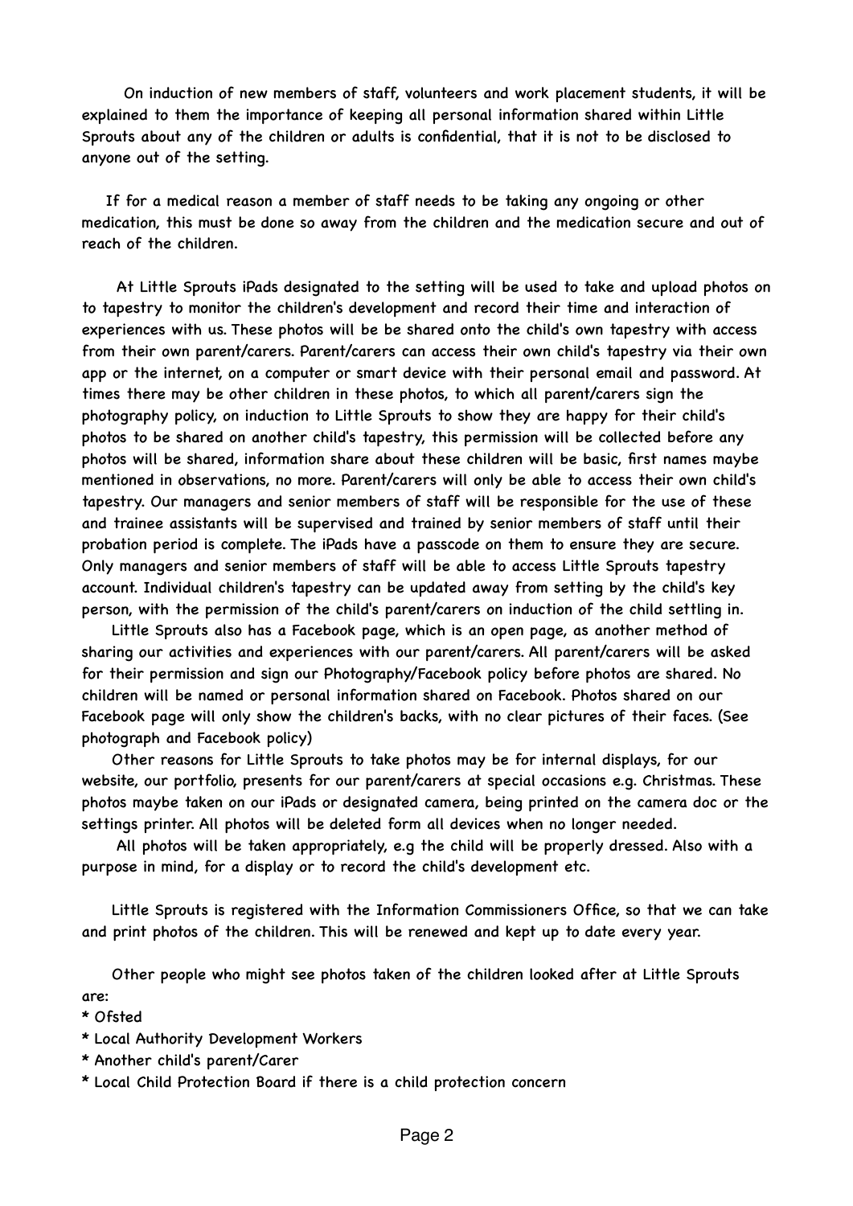On induction of new members of staff, volunteers and work placement students, it will be explained to them the importance of keeping all personal information shared within Little Sprouts about any of the children or adults is confidential, that it is not to be disclosed to anyone out of the setting.

If for a medical reason a member of staff needs to be taking any ongoing or other medication, this must be done so away from the children and the medication secure and out of reach of the children.

At Little Sprouts iPads designated to the setting will be used to take and upload photos on to tapestry to monitor the children's development and record their time and interaction of experiences with us. These photos will be be shared onto the child's own tapestry with access from their own parent/carers. Parent/carers can access their own child's tapestry via their own app or the internet, on a computer or smart device with their personal email and password. At times there may be other children in these photos, to which all parent/carers sign the photography policy, on induction to Little Sprouts to show they are happy for their child's photos to be shared on another child's tapestry, this permission will be collected before any photos will be shared, information share about these children will be basic, first names maybe mentioned in observations, no more. Parent/carers will only be able to access their own child's tapestry. Our managers and senior members of staff will be responsible for the use of these and trainee assistants will be supervised and trained by senior members of staff until their probation period is complete. The iPads have a passcode on them to ensure they are secure. Only managers and senior members of staff will be able to access Little Sprouts tapestry account. Individual children's tapestry can be updated away from setting by the child's key person, with the permission of the child's parent/carers on induction of the child settling in.

Little Sprouts also has a Facebook page, which is an open page, as another method of sharing our activities and experiences with our parent/carers. All parent/carers will be asked for their permission and sign our Photography/Facebook policy before photos are shared. No children will be named or personal information shared on Facebook. Photos shared on our Facebook page will only show the children's backs, with no clear pictures of their faces. (See photograph and Facebook policy)

Other reasons for Little Sprouts to take photos may be for internal displays, for our website, our portfolio, presents for our parent/carers at special occasions e.g. Christmas. These photos maybe taken on our iPads or designated camera, being printed on the camera doc or the settings printer. All photos will be deleted form all devices when no longer needed.

All photos will be taken appropriately, e.g the child will be properly dressed. Also with a purpose in mind, for a display or to record the child's development etc.

Little Sprouts is registered with the Information Commissioners Office, so that we can take and print photos of the children. This will be renewed and kept up to date every year.

Other people who might see photos taken of the children looked after at Little Sprouts are:

* Ofsted
* Local Authority Development Workers
* Another child's parent/Carer
* Local Child Protection Board if there is a child protection concern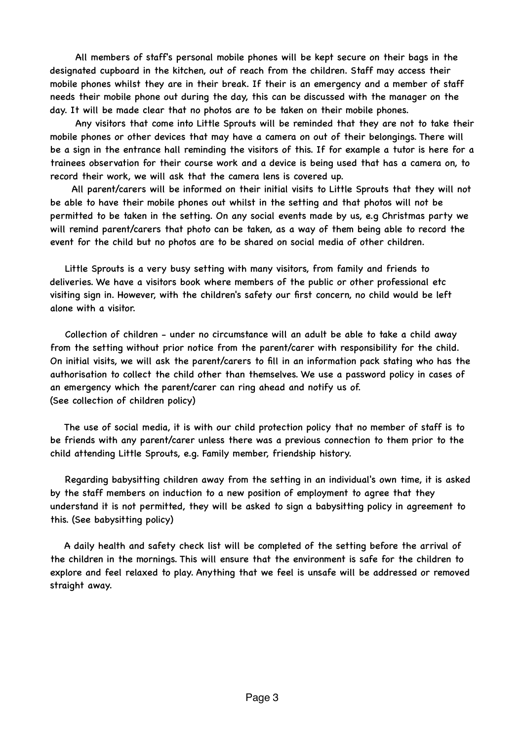All members of staff's personal mobile phones will be kept secure on their bags in the designated cupboard in the kitchen, out of reach from the children. Staff may access their mobile phones whilst they are in their break. If their is an emergency and a member of staff needs their mobile phone out during the day, this can be discussed with the manager on the day. It will be made clear that no photos are to be taken on their mobile phones.

Any visitors that come into Little Sprouts will be reminded that they are not to take their mobile phones or other devices that may have a camera on out of their belongings. There will be a sign in the entrance hall reminding the visitors of this. If for example a tutor is here for a trainees observation for their course work and a device is being used that has a camera on, to record their work, we will ask that the camera lens is covered up.

All parent/carers will be informed on their initial visits to Little Sprouts that they will not be able to have their mobile phones out whilst in the setting and that photos will not be permitted to be taken in the setting. On any social events made by us, e.g Christmas party we will remind parent/carers that photo can be taken, as a way of them being able to record the event for the child but no photos are to be shared on social media of other children.

Little Sprouts is a very busy setting with many visitors, from family and friends to deliveries. We have a visitors book where members of the public or other professional etc visiting sign in. However, with the children's safety our first concern, no child would be left alone with a visitor.

Collection of children - under no circumstance will an adult be able to take a child away from the setting without prior notice from the parent/carer with responsibility for the child. On initial visits, we will ask the parent/carers to fill in an information pack stating who has the authorisation to collect the child other than themselves. We use a password policy in cases of an emergency which the parent/carer can ring ahead and notify us of.
(See collection of children policy)

The use of social media, it is with our child protection policy that no member of staff is to be friends with any parent/carer unless there was a previous connection to them prior to the child attending Little Sprouts, e.g. Family member, friendship history.

Regarding babysitting children away from the setting in an individual's own time, it is asked by the staff members on induction to a new position of employment to agree that they understand it is not permitted, they will be asked to sign a babysitting policy in agreement to this. (See babysitting policy)

A daily health and safety check list will be completed of the setting before the arrival of the children in the mornings. This will ensure that the environment is safe for the children to explore and feel relaxed to play. Anything that we feel is unsafe will be addressed or removed straight away.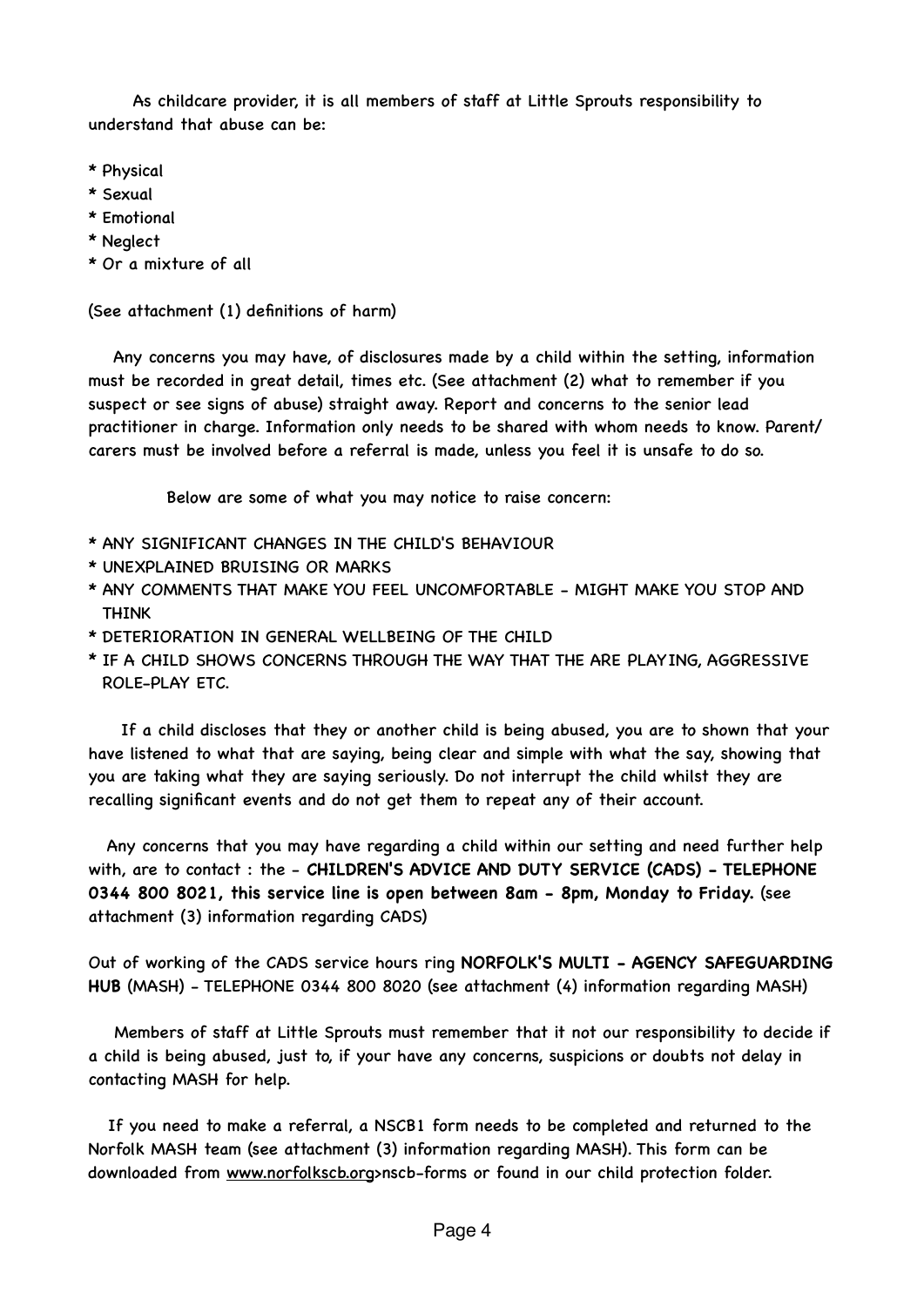As childcare provider, it is all members of staff at Little Sprouts responsibility to understand that abuse can be:

* Physical
* Sexual
* Emotional
* Neglect
* Or a mixture of all

(See attachment (1) definitions of harm)

Any concerns you may have, of disclosures made by a child within the setting, information must be recorded in great detail, times etc. (See attachment (2) what to remember if you suspect or see signs of abuse) straight away. Report and concerns to the senior lead practitioner in charge. Information only needs to be shared with whom needs to know. Parent/carers must be involved before a referral is made, unless you feel it is unsafe to do so.

Below are some of what you may notice to raise concern:

* ANY SIGNIFICANT CHANGES IN THE CHILD'S BEHAVIOUR
* UNEXPLAINED BRUISING OR MARKS
* ANY COMMENTS THAT MAKE YOU FEEL UNCOMFORTABLE - MIGHT MAKE YOU STOP AND THINK
* DETERIORATION IN GENERAL WELLBEING OF THE CHILD
* IF A CHILD SHOWS CONCERNS THROUGH THE WAY THAT THE ARE PLAYING, AGGRESSIVE ROLE-PLAY ETC.

If a child discloses that they or another child is being abused, you are to shown that your have listened to what that are saying, being clear and simple with what the say, showing that you are taking what they are saying seriously. Do not interrupt the child whilst they are recalling significant events and do not get them to repeat any of their account.

Any concerns that you may have regarding a child within our setting and need further help with, are to contact : the - **CHILDREN'S ADVICE AND DUTY SERVICE (CADS) - TELEPHONE 0344 800 8021, this service line is open between 8am - 8pm, Monday to Friday.** (see attachment (3) information regarding CADS)

Out of working of the CADS service hours ring **NORFOLK'S MULTI - AGENCY SAFEGUARDING HUB** (MASH) - TELEPHONE 0344 800 8020 (see attachment (4) information regarding MASH)

Members of staff at Little Sprouts must remember that it not our responsibility to decide if a child is being abused, just to, if your have any concerns, suspicions or doubts not delay in contacting MASH for help.

If you need to make a referral, a NSCB1 form needs to be completed and returned to the Norfolk MASH team (see attachment (3) information regarding MASH). This form can be downloaded from www.norfolkscb.org>nscb-forms or found in our child protection folder.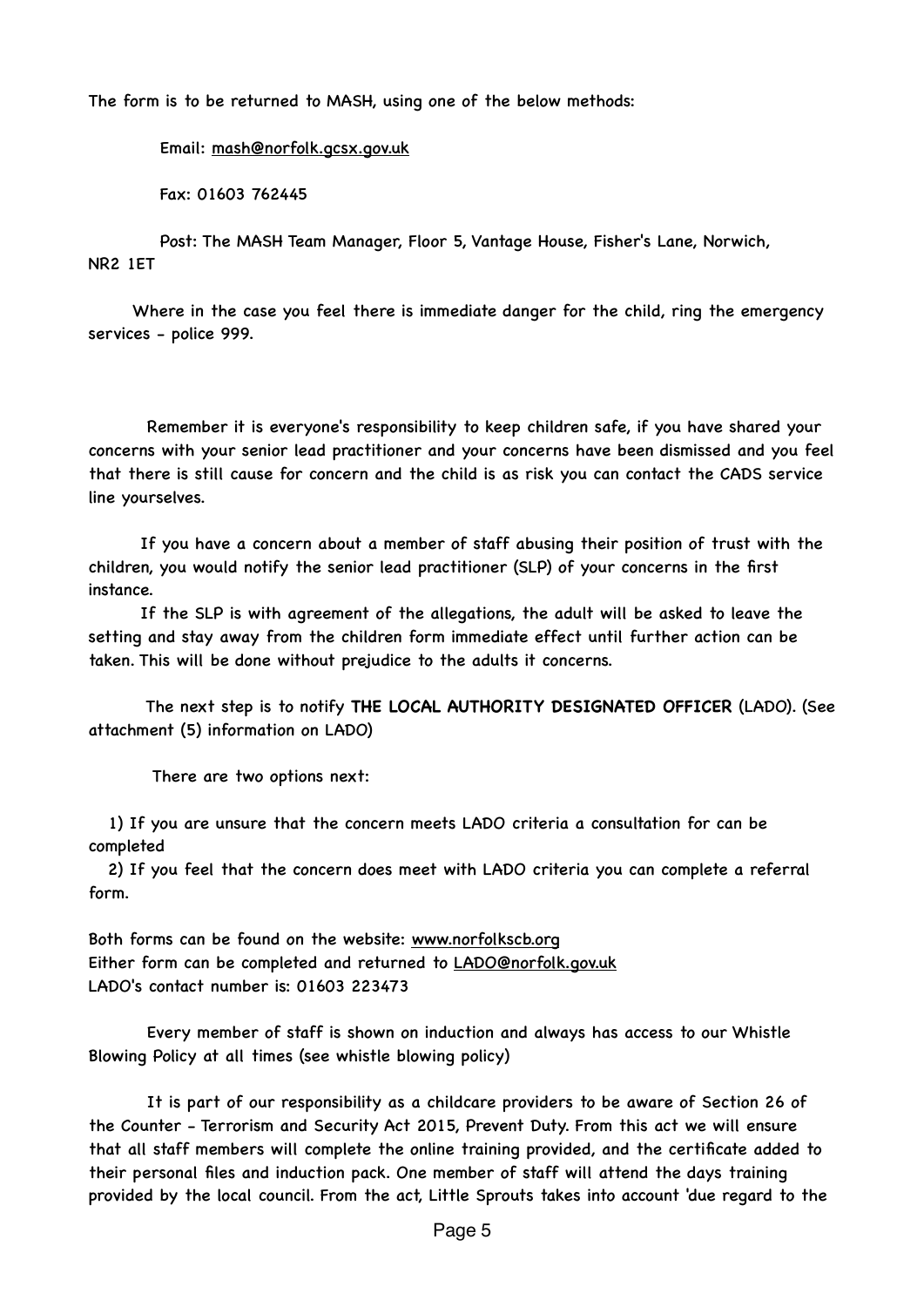The form is to be returned to MASH, using one of the below methods:

Email: mash@norfolk.gcsx.gov.uk

Fax: 01603 762445

Post: The MASH Team Manager, Floor 5, Vantage House, Fisher's Lane, Norwich, NR2 1ET

Where in the case you feel there is immediate danger for the child, ring the emergency services - police 999.

Remember it is everyone's responsibility to keep children safe, if you have shared your concerns with your senior lead practitioner and your concerns have been dismissed and you feel that there is still cause for concern and the child is as risk you can contact the CADS service line yourselves.

If you have a concern about a member of staff abusing their position of trust with the children, you would notify the senior lead practitioner (SLP) of your concerns in the first instance.

If the SLP is with agreement of the allegations, the adult will be asked to leave the setting and stay away from the children form immediate effect until further action can be taken. This will be done without prejudice to the adults it concerns.

The next step is to notify **THE LOCAL AUTHORITY DESIGNATED OFFICER** (LADO). (See attachment (5) information on LADO)

There are two options next:

1) If you are unsure that the concern meets LADO criteria a consultation for can be completed
2) If you feel that the concern does meet with LADO criteria you can complete a referral form.

Both forms can be found on the website: www.norfolkscb.org
Either form can be completed and returned to LADO@norfolk.gov.uk
LADO's contact number is: 01603 223473

Every member of staff is shown on induction and always has access to our Whistle Blowing Policy at all times (see whistle blowing policy)

It is part of our responsibility as a childcare providers to be aware of Section 26 of the Counter - Terrorism and Security Act 2015, Prevent Duty. From this act we will ensure that all staff members will complete the online training provided, and the certificate added to their personal files and induction pack. One member of staff will attend the days training provided by the local council. From the act, Little Sprouts takes into account 'due regard to the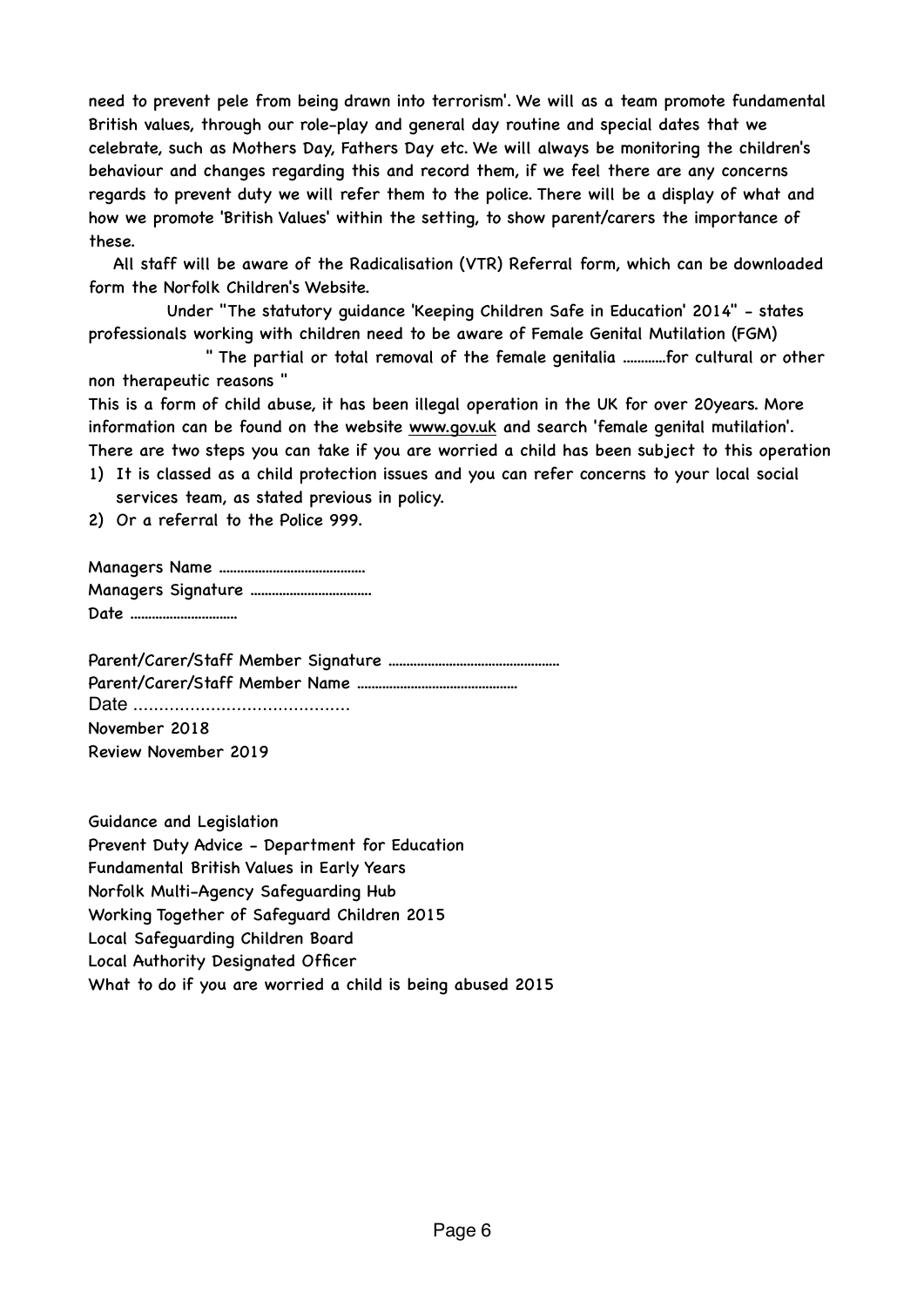need to prevent pele from being drawn into terrorism'. We will as a team promote fundamental British values, through our role-play and general day routine and special dates that we celebrate, such as Mothers Day, Fathers Day etc. We will always be monitoring the children's behaviour and changes regarding this and record them, if we feel there are any concerns regards to prevent duty we will refer them to the police. There will be a display of what and how we promote 'British Values' within the setting, to show parent/carers the importance of these.

All staff will be aware of the Radicalisation (VTR) Referral form, which can be downloaded form the Norfolk Children's Website.

Under "The statutory guidance 'Keeping Children Safe in Education' 2014" - states professionals working with children need to be aware of Female Genital Mutilation (FGM)

" The partial or total removal of the female genitalia …………for cultural or other non therapeutic reasons "

This is a form of child abuse, it has been illegal operation in the UK for over 20years. More information can be found on the website www.gov.uk and search 'female genital mutilation'. There are two steps you can take if you are worried a child has been subject to this operation

1) It is classed as a child protection issues and you can refer concerns to your local social services team, as stated previous in policy.
2) Or a referral to the Police 999.

Managers Name …………………………………
Managers Signature ……………………………
Date …………………………

Parent/Carer/Staff Member Signature …………………………………………
Parent/Carer/Staff Member Name ………………………………………
Date ……………………………………
November 2018
Review November 2019

Guidance and Legislation
Prevent Duty Advice - Department for Education
Fundamental British Values in Early Years
Norfolk Multi-Agency Safeguarding Hub
Working Together of Safeguard Children 2015
Local Safeguarding Children Board
Local Authority Designated Officer
What to do if you are worried a child is being abused 2015